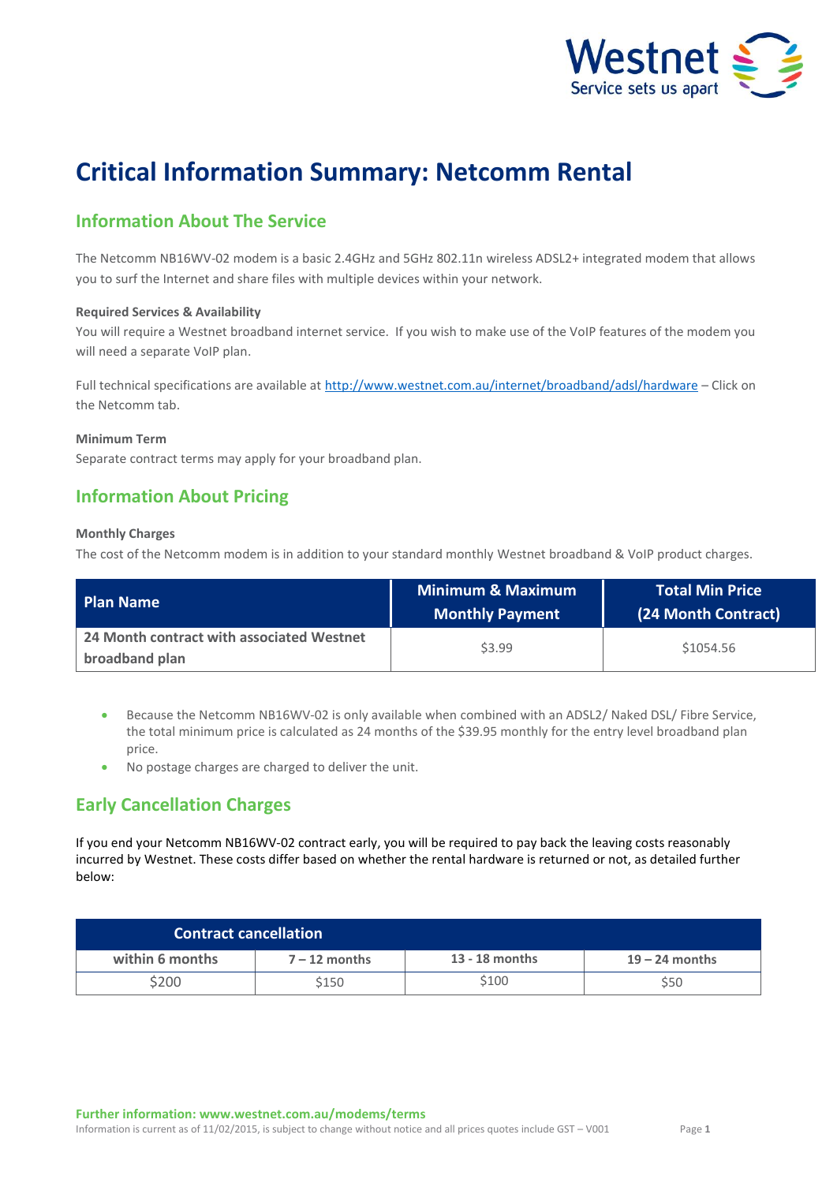# Critical Information Summary: Netcomm Rental

## Information About The Service

The Netcomm NB16WV-02 modem is a basic 2.4GHz and 5GHz 802.11n wireless ADSL2+ integrated modem that allows you to surf the Internet and share files with multiple devices within your network.

**Required Services & Availability**

You will require a Westnet broadband internet service. If you wish to make use of the VoIP features of the modem you will need a separate VoIP plan.

Full technical specifications are available at http://www.westnet.com.au/internet/broadband/adsl/hardware – Click on the Netcomm tab.

**Minimum Term**

Separate contract terms may apply for your broadband plan.

## Information About Pricing

**Monthly Charges**

The cost of the Netcomm modem is in addition to your standard monthly Westnet broadband & VoIP product charges.

| Plan Name | Minimum & Maximum Monthly Payment | Total Min Price (24 Month Contract) |
|---|---|---|
| **24 Month contract with associated Westnet broadband plan** | $3.99 | $1054.56 |

- Because the Netcomm NB16WV-02 is only available when combined with an ADSL2/ Naked DSL/ Fibre Service, the total minimum price is calculated as 24 months of the $39.95 monthly for the entry level broadband plan price.
- No postage charges are charged to deliver the unit.

## Early Cancellation Charges

If you end your Netcomm NB16WV-02 contract early, you will be required to pay back the leaving costs reasonably incurred by Westnet. These costs differ based on whether the rental hardware is returned or not, as detailed further below:

| Contract cancellation | | | |
|---|---|---|---|
| within 6 months | 7 – 12 months | 13 - 18 months | 19 – 24 months |
| $200 | $150 | $100 | $50 |

**Further information: www.westnet.com.au/modems/terms**

Information is current as of 11/02/2015, is subject to change without notice and all prices quotes include GST – V001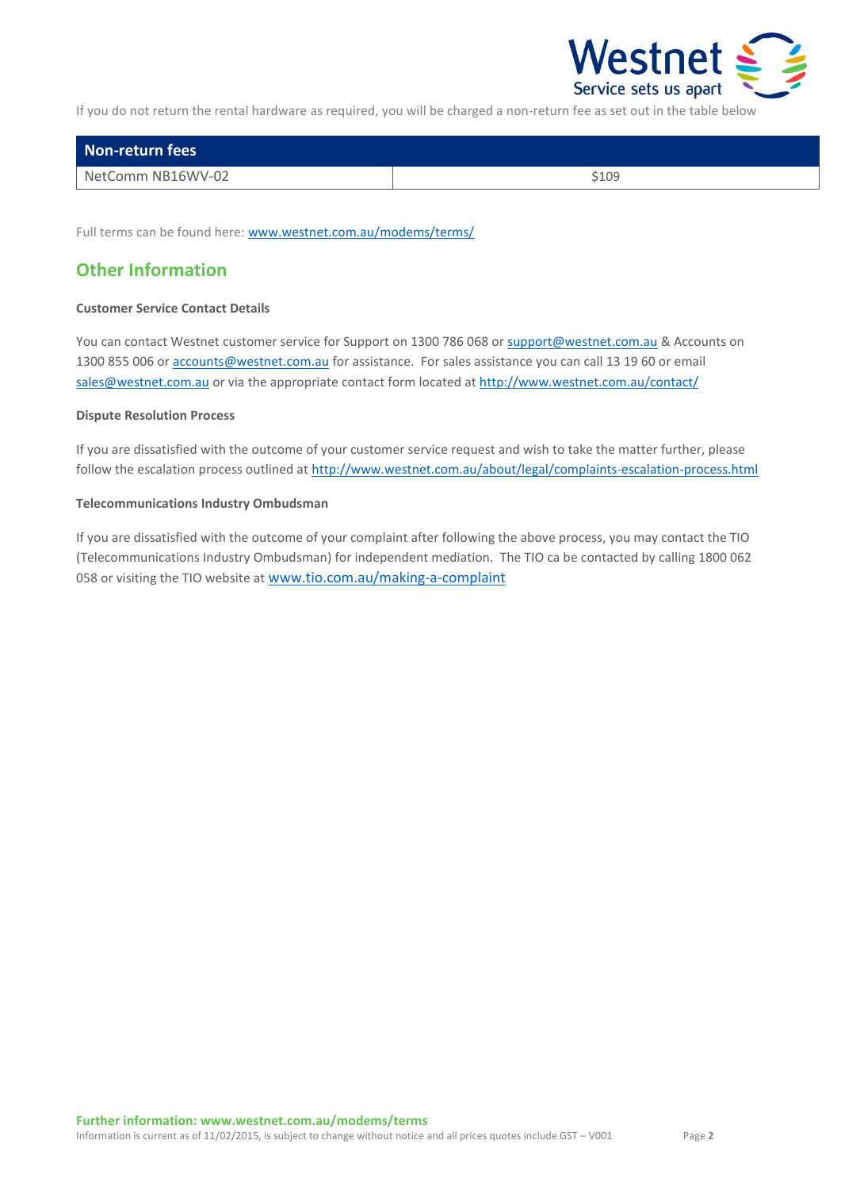If you do not return the rental hardware as required, you will be charged a non-return fee as set out in the table below

| Non-return fees | |
|---|---|
| NetComm NB16WV-02 | $109 |

Full terms can be found here: www.westnet.com.au/modems/terms/

## Other Information

**Customer Service Contact Details**

You can contact Westnet customer service for Support on 1300 786 068 or support@westnet.com.au & Accounts on 1300 855 006 or accounts@westnet.com.au for assistance. For sales assistance you can call 13 19 60 or email sales@westnet.com.au or via the appropriate contact form located at http://www.westnet.com.au/contact/

**Dispute Resolution Process**

If you are dissatisfied with the outcome of your customer service request and wish to take the matter further, please follow the escalation process outlined at http://www.westnet.com.au/about/legal/complaints-escalation-process.html

**Telecommunications Industry Ombudsman**

If you are dissatisfied with the outcome of your complaint after following the above process, you may contact the TIO (Telecommunications Industry Ombudsman) for independent mediation. The TIO ca be contacted by calling 1800 062 058 or visiting the TIO website at www.tio.com.au/making-a-complaint

**Further information: www.westnet.com.au/modems/terms**

Information is current as of 11/02/2015, is subject to change without notice and all prices quotes include GST – V001